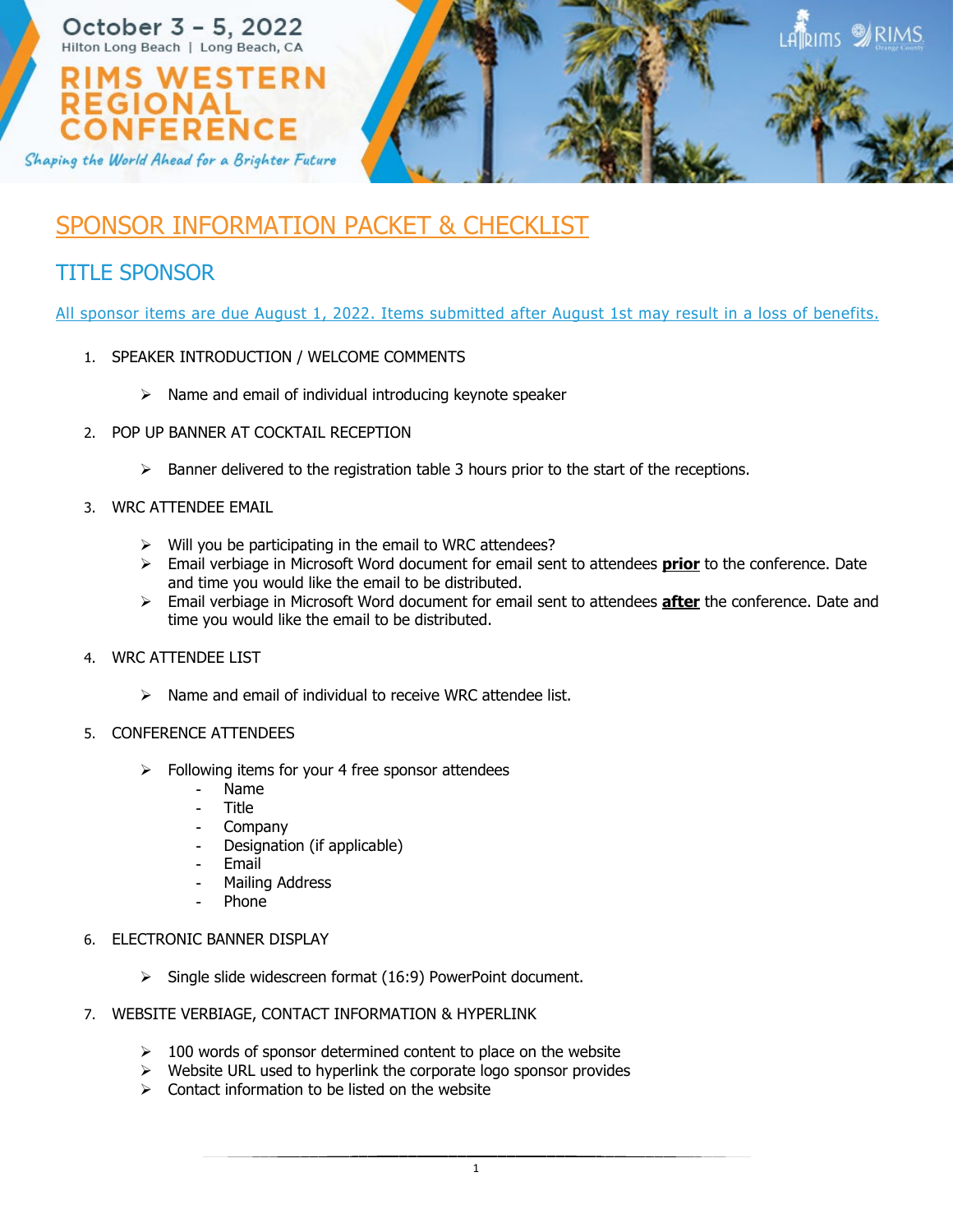October 3 – 5, 2022
Hilton Long Beach | Long Beach, CA

RIMS WESTERN REGIONAL CONFERENCE

*Shaping the World Ahead for a Brighter Future*

# SPONSOR INFORMATION PACKET & CHECKLIST

## TITLE SPONSOR

All sponsor items are due August 1, 2022. Items submitted after August 1st may result in a loss of benefits.

1. SPEAKER INTRODUCTION / WELCOME COMMENTS
   - Name and email of individual introducing keynote speaker
2. POP UP BANNER AT COCKTAIL RECEPTION
   - Banner delivered to the registration table 3 hours prior to the start of the receptions.
3. WRC ATTENDEE EMAIL
   - Will you be participating in the email to WRC attendees?
   - Email verbiage in Microsoft Word document for email sent to attendees **prior** to the conference. Date and time you would like the email to be distributed.
   - Email verbiage in Microsoft Word document for email sent to attendees **after** the conference. Date and time you would like the email to be distributed.
4. WRC ATTENDEE LIST
   - Name and email of individual to receive WRC attendee list.
5. CONFERENCE ATTENDEES
   - Following items for your 4 free sponsor attendees
     - Name
     - Title
     - Company
     - Designation (if applicable)
     - Email
     - Mailing Address
     - Phone
6. ELECTRONIC BANNER DISPLAY
   - Single slide widescreen format (16:9) PowerPoint document.
7. WEBSITE VERBIAGE, CONTACT INFORMATION & HYPERLINK
   - 100 words of sponsor determined content to place on the website
   - Website URL used to hyperlink the corporate logo sponsor provides
   - Contact information to be listed on the website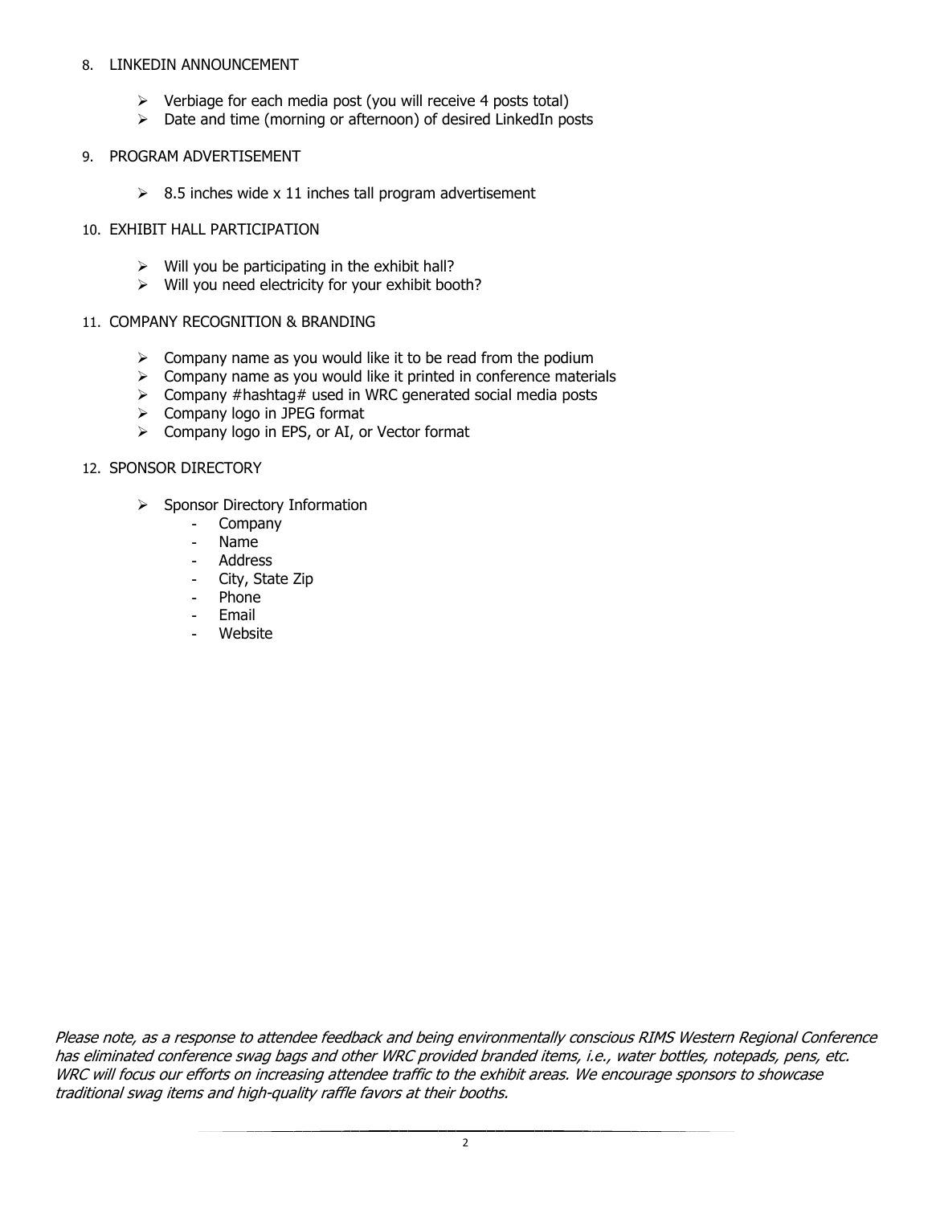8. LINKEDIN ANNOUNCEMENT

   - Verbiage for each media post (you will receive 4 posts total)
   - Date and time (morning or afternoon) of desired LinkedIn posts

9. PROGRAM ADVERTISEMENT

   - 8.5 inches wide x 11 inches tall program advertisement

10. EXHIBIT HALL PARTICIPATION

    - Will you be participating in the exhibit hall?
    - Will you need electricity for your exhibit booth?

11. COMPANY RECOGNITION & BRANDING

    - Company name as you would like it to be read from the podium
    - Company name as you would like it printed in conference materials
    - Company #hashtag# used in WRC generated social media posts
    - Company logo in JPEG format
    - Company logo in EPS, or AI, or Vector format

12. SPONSOR DIRECTORY

    - Sponsor Directory Information
      - Company
      - Name
      - Address
      - City, State Zip
      - Phone
      - Email
      - Website

*Please note, as a response to attendee feedback and being environmentally conscious RIMS Western Regional Conference has eliminated conference swag bags and other WRC provided branded items, i.e., water bottles, notepads, pens, etc. WRC will focus our efforts on increasing attendee traffic to the exhibit areas. We encourage sponsors to showcase traditional swag items and high-quality raffle favors at their booths.*